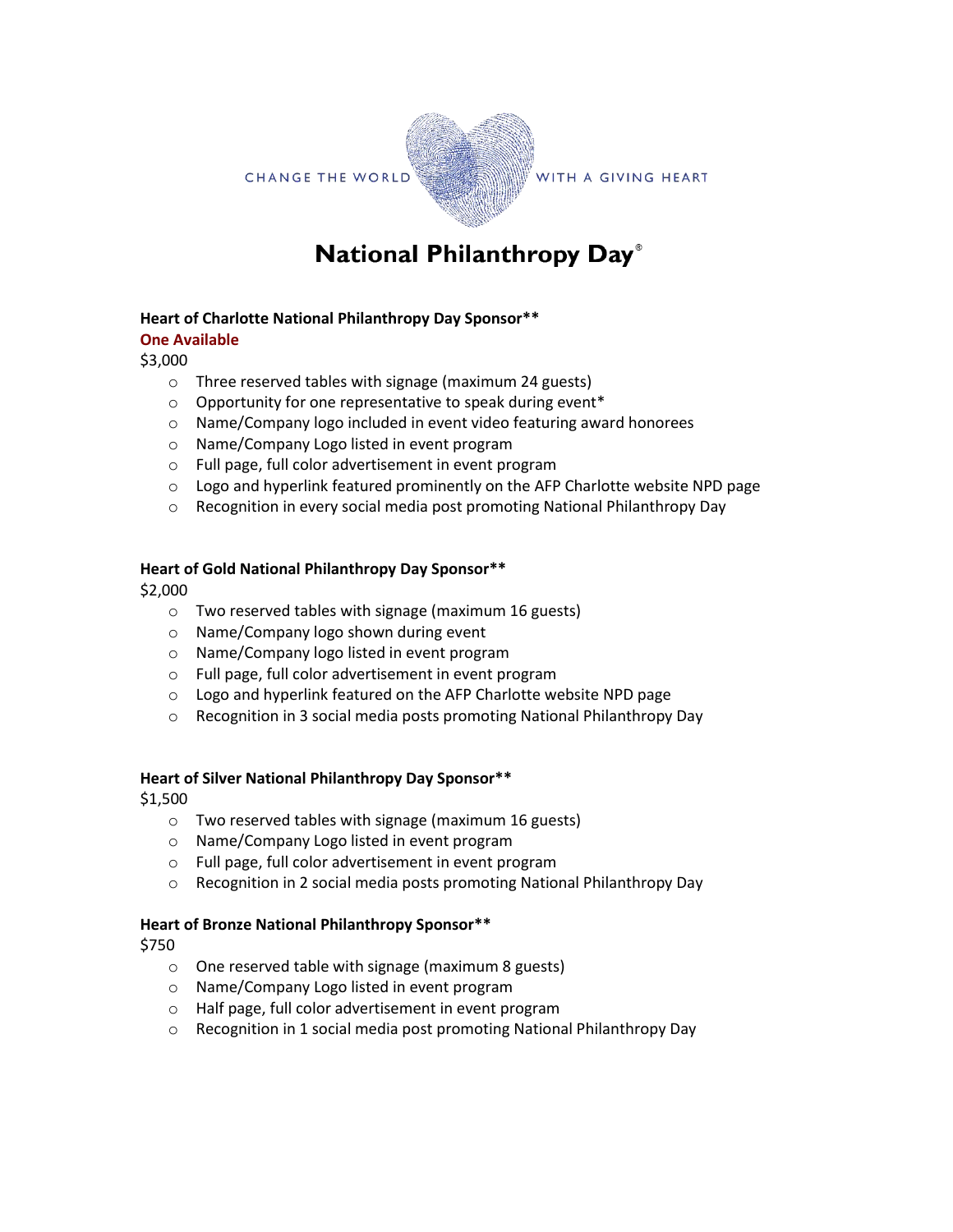CHANGE THE WORLD WITH A GIVING HEART

# National Philanthropy Day®

**Heart of Charlotte National Philanthropy Day Sponsor****
**One Available**
$3,000

- Three reserved tables with signage (maximum 24 guests)
- Opportunity for one representative to speak during event*
- Name/Company logo included in event video featuring award honorees
- Name/Company Logo listed in event program
- Full page, full color advertisement in event program
- Logo and hyperlink featured prominently on the AFP Charlotte website NPD page
- Recognition in every social media post promoting National Philanthropy Day

**Heart of Gold National Philanthropy Day Sponsor****
$2,000

- Two reserved tables with signage (maximum 16 guests)
- Name/Company logo shown during event
- Name/Company logo listed in event program
- Full page, full color advertisement in event program
- Logo and hyperlink featured on the AFP Charlotte website NPD page
- Recognition in 3 social media posts promoting National Philanthropy Day

**Heart of Silver National Philanthropy Day Sponsor****
$1,500

- Two reserved tables with signage (maximum 16 guests)
- Name/Company Logo listed in event program
- Full page, full color advertisement in event program
- Recognition in 2 social media posts promoting National Philanthropy Day

**Heart of Bronze National Philanthropy Sponsor****
$750

- One reserved table with signage (maximum 8 guests)
- Name/Company Logo listed in event program
- Half page, full color advertisement in event program
- Recognition in 1 social media post promoting National Philanthropy Day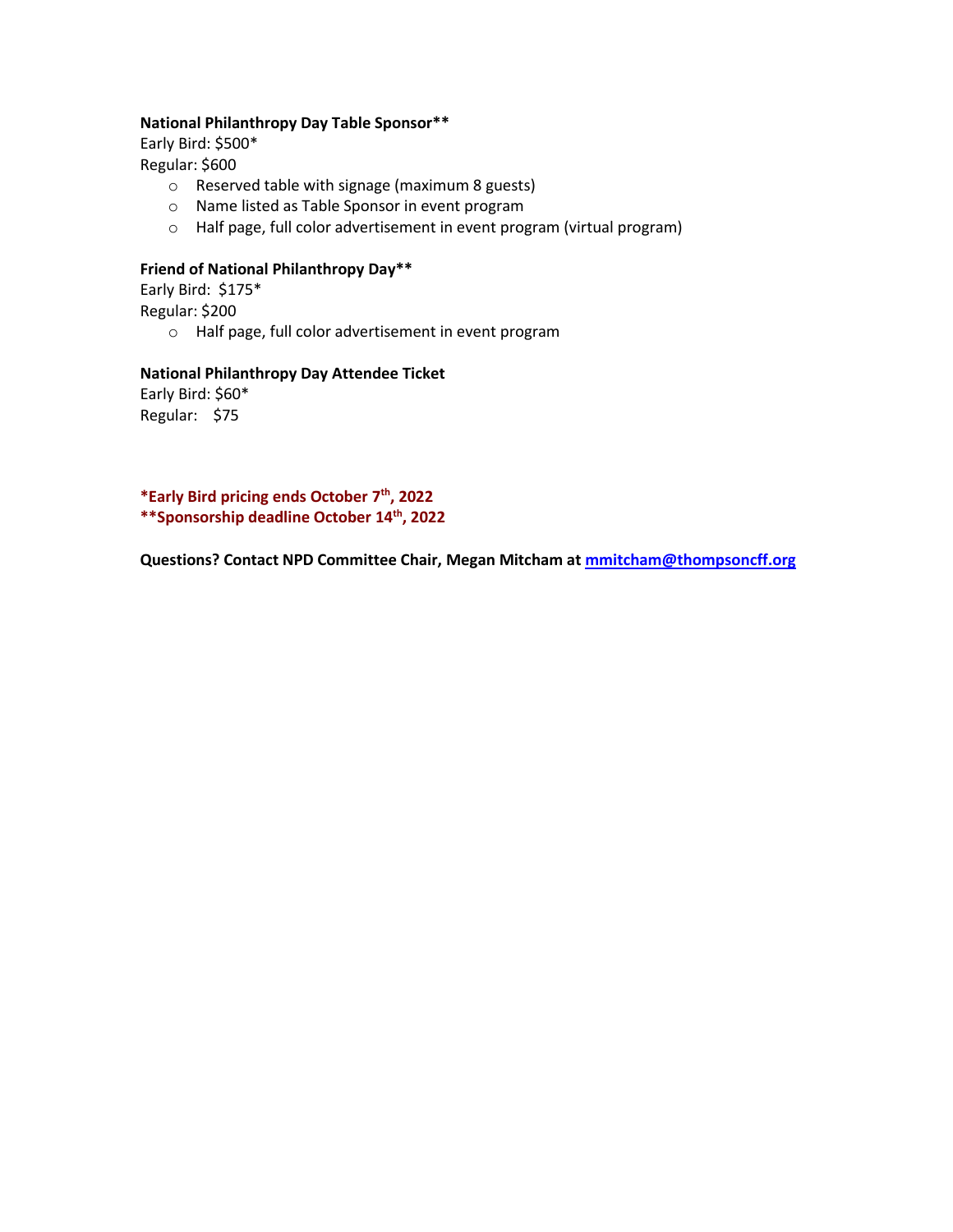**National Philanthropy Day Table Sponsor****

Early Bird: $500*

Regular: $600

- Reserved table with signage (maximum 8 guests)
- Name listed as Table Sponsor in event program
- Half page, full color advertisement in event program (virtual program)

**Friend of National Philanthropy Day****

Early Bird: $175*

Regular: $200

- Half page, full color advertisement in event program

**National Philanthropy Day Attendee Ticket**

Early Bird: $60*

Regular: $75

***Early Bird pricing ends October 7th, 2022**

****Sponsorship deadline October 14th, 2022**

**Questions? Contact NPD Committee Chair, Megan Mitcham at mmitcham@thompsoncff.org**